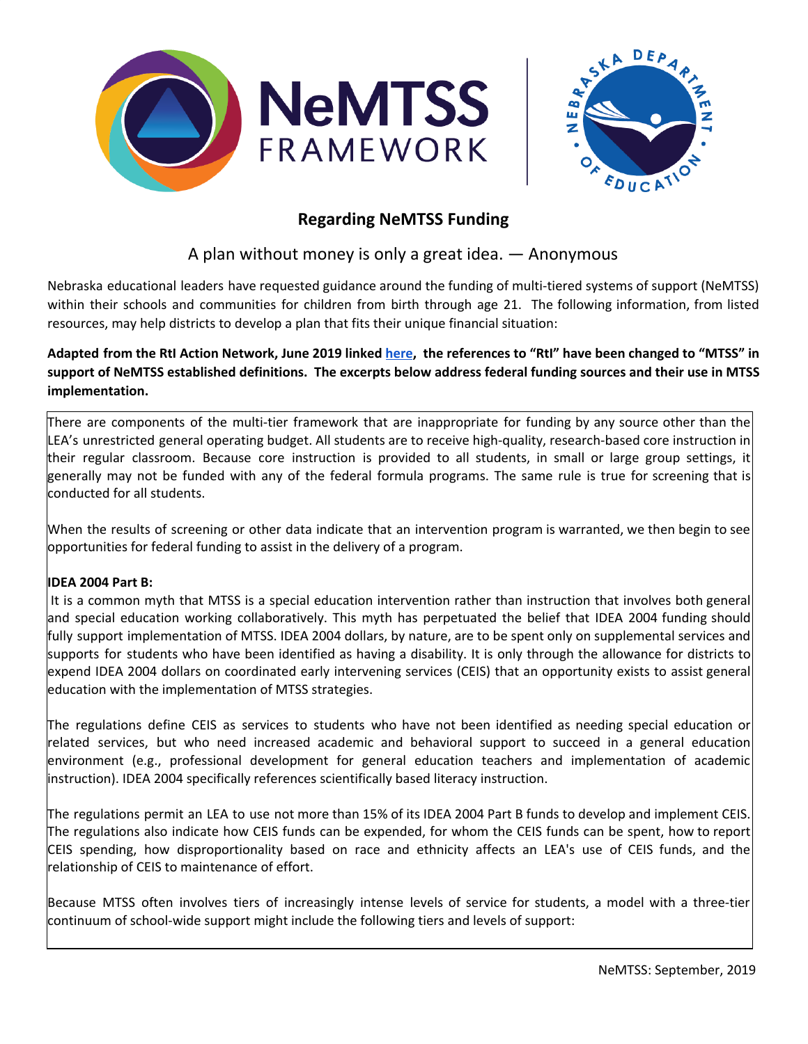# Regarding NeMTSS Funding

A plan without money is only a great idea. — Anonymous

Nebraska educational leaders have requested guidance around the funding of multi-tiered systems of support (NeMTSS) within their schools and communities for children from birth through age 21. The following information, from listed resources, may help districts to develop a plan that fits their unique financial situation:

**Adapted from the RtI Action Network, June 2019 linked here, the references to "RtI" have been changed to "MTSS" in support of NeMTSS established definitions. The excerpts below address federal funding sources and their use in MTSS implementation.**

There are components of the multi-tier framework that are inappropriate for funding by any source other than the LEA's unrestricted general operating budget. All students are to receive high-quality, research-based core instruction in their regular classroom. Because core instruction is provided to all students, in small or large group settings, it generally may not be funded with any of the federal formula programs. The same rule is true for screening that is conducted for all students.

When the results of screening or other data indicate that an intervention program is warranted, we then begin to see opportunities for federal funding to assist in the delivery of a program.

**IDEA 2004 Part B:**

It is a common myth that MTSS is a special education intervention rather than instruction that involves both general and special education working collaboratively. This myth has perpetuated the belief that IDEA 2004 funding should fully support implementation of MTSS. IDEA 2004 dollars, by nature, are to be spent only on supplemental services and supports for students who have been identified as having a disability. It is only through the allowance for districts to expend IDEA 2004 dollars on coordinated early intervening services (CEIS) that an opportunity exists to assist general education with the implementation of MTSS strategies.

The regulations define CEIS as services to students who have not been identified as needing special education or related services, but who need increased academic and behavioral support to succeed in a general education environment (e.g., professional development for general education teachers and implementation of academic instruction). IDEA 2004 specifically references scientifically based literacy instruction.

The regulations permit an LEA to use not more than 15% of its IDEA 2004 Part B funds to develop and implement CEIS. The regulations also indicate how CEIS funds can be expended, for whom the CEIS funds can be spent, how to report CEIS spending, how disproportionality based on race and ethnicity affects an LEA's use of CEIS funds, and the relationship of CEIS to maintenance of effort.

Because MTSS often involves tiers of increasingly intense levels of service for students, a model with a three-tier continuum of school-wide support might include the following tiers and levels of support:

NeMTSS: September, 2019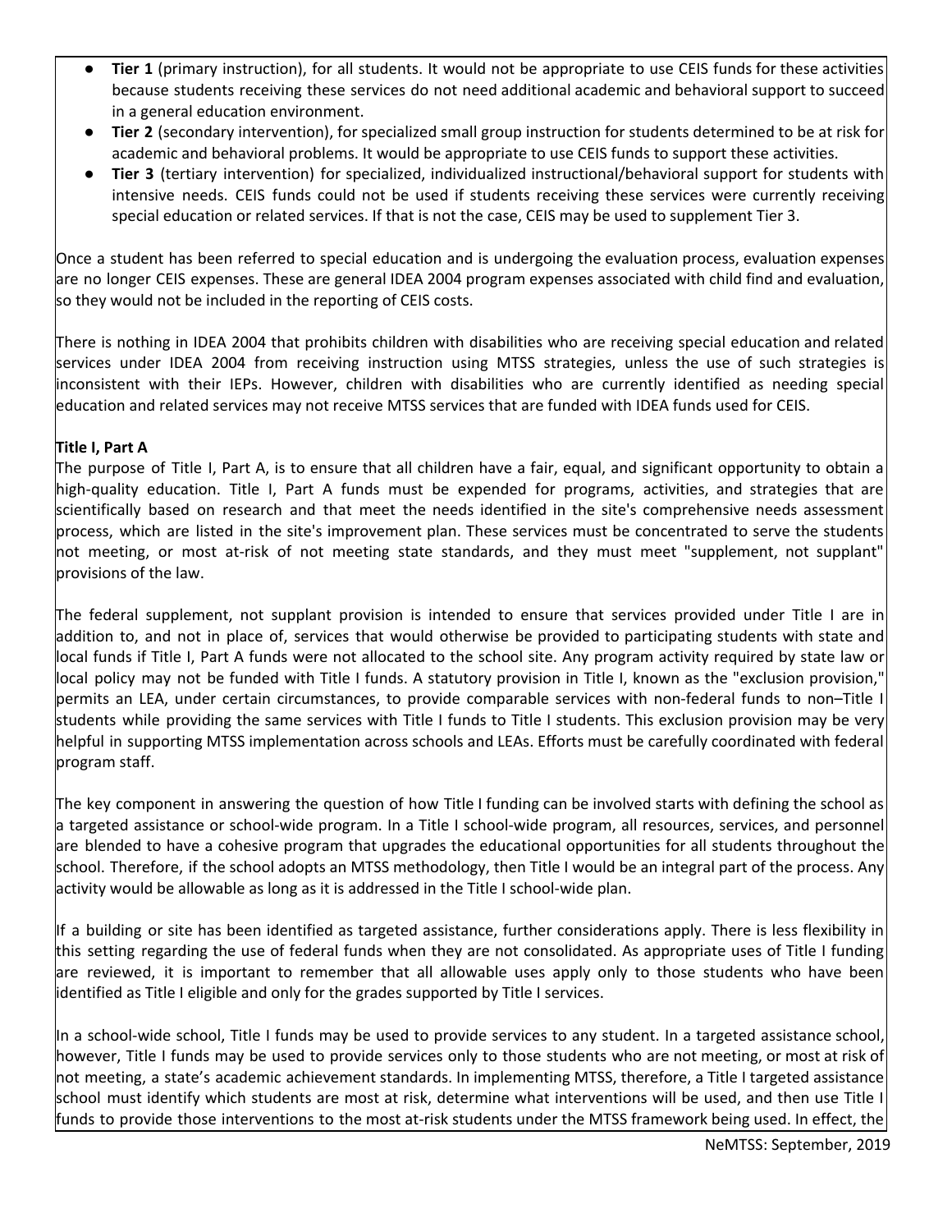- **Tier 1** (primary instruction), for all students. It would not be appropriate to use CEIS funds for these activities because students receiving these services do not need additional academic and behavioral support to succeed in a general education environment.
- **Tier 2** (secondary intervention), for specialized small group instruction for students determined to be at risk for academic and behavioral problems. It would be appropriate to use CEIS funds to support these activities.
- **Tier 3** (tertiary intervention) for specialized, individualized instructional/behavioral support for students with intensive needs. CEIS funds could not be used if students receiving these services were currently receiving special education or related services. If that is not the case, CEIS may be used to supplement Tier 3.

Once a student has been referred to special education and is undergoing the evaluation process, evaluation expenses are no longer CEIS expenses. These are general IDEA 2004 program expenses associated with child find and evaluation, so they would not be included in the reporting of CEIS costs.

There is nothing in IDEA 2004 that prohibits children with disabilities who are receiving special education and related services under IDEA 2004 from receiving instruction using MTSS strategies, unless the use of such strategies is inconsistent with their IEPs. However, children with disabilities who are currently identified as needing special education and related services may not receive MTSS services that are funded with IDEA funds used for CEIS.

**Title I, Part A**

The purpose of Title I, Part A, is to ensure that all children have a fair, equal, and significant opportunity to obtain a high-quality education. Title I, Part A funds must be expended for programs, activities, and strategies that are scientifically based on research and that meet the needs identified in the site's comprehensive needs assessment process, which are listed in the site's improvement plan. These services must be concentrated to serve the students not meeting, or most at-risk of not meeting state standards, and they must meet "supplement, not supplant" provisions of the law.

The federal supplement, not supplant provision is intended to ensure that services provided under Title I are in addition to, and not in place of, services that would otherwise be provided to participating students with state and local funds if Title I, Part A funds were not allocated to the school site. Any program activity required by state law or local policy may not be funded with Title I funds. A statutory provision in Title I, known as the "exclusion provision," permits an LEA, under certain circumstances, to provide comparable services with non-federal funds to non–Title I students while providing the same services with Title I funds to Title I students. This exclusion provision may be very helpful in supporting MTSS implementation across schools and LEAs. Efforts must be carefully coordinated with federal program staff.

The key component in answering the question of how Title I funding can be involved starts with defining the school as a targeted assistance or school-wide program. In a Title I school-wide program, all resources, services, and personnel are blended to have a cohesive program that upgrades the educational opportunities for all students throughout the school. Therefore, if the school adopts an MTSS methodology, then Title I would be an integral part of the process. Any activity would be allowable as long as it is addressed in the Title I school-wide plan.

If a building or site has been identified as targeted assistance, further considerations apply. There is less flexibility in this setting regarding the use of federal funds when they are not consolidated. As appropriate uses of Title I funding are reviewed, it is important to remember that all allowable uses apply only to those students who have been identified as Title I eligible and only for the grades supported by Title I services.

In a school-wide school, Title I funds may be used to provide services to any student. In a targeted assistance school, however, Title I funds may be used to provide services only to those students who are not meeting, or most at risk of not meeting, a state's academic achievement standards. In implementing MTSS, therefore, a Title I targeted assistance school must identify which students are most at risk, determine what interventions will be used, and then use Title I funds to provide those interventions to the most at-risk students under the MTSS framework being used. In effect, the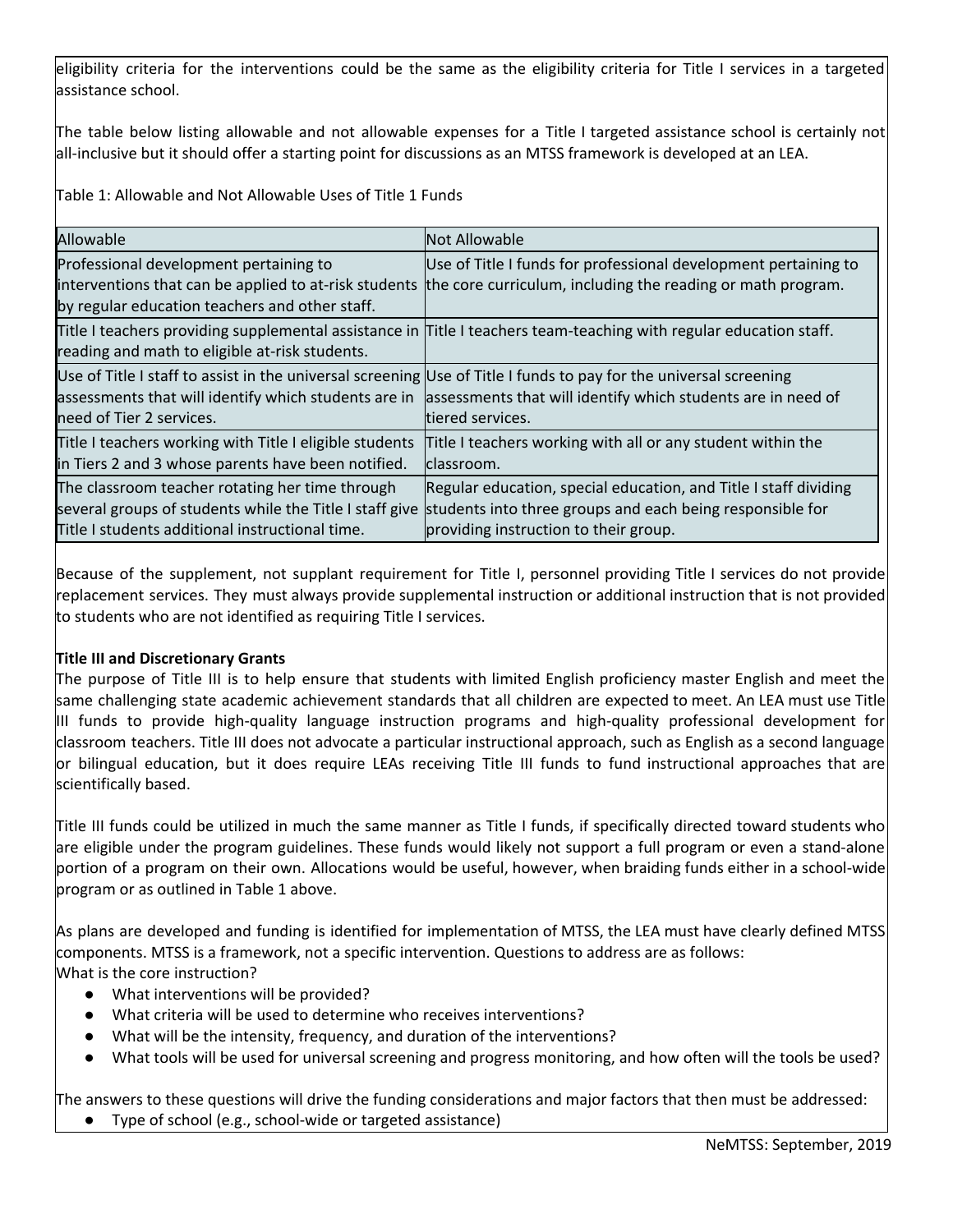eligibility criteria for the interventions could be the same as the eligibility criteria for Title I services in a targeted assistance school.

The table below listing allowable and not allowable expenses for a Title I targeted assistance school is certainly not all-inclusive but it should offer a starting point for discussions as an MTSS framework is developed at an LEA.

Table 1: Allowable and Not Allowable Uses of Title 1 Funds

| Allowable | Not Allowable |
|---|---|
| Professional development pertaining to interventions that can be applied to at-risk students by regular education teachers and other staff. | Use of Title I funds for professional development pertaining to the core curriculum, including the reading or math program. |
| Title I teachers providing supplemental assistance in reading and math to eligible at-risk students. | Title I teachers team-teaching with regular education staff. |
| Use of Title I staff to assist in the universal screening assessments that will identify which students are in need of Tier 2 services. | Use of Title I funds to pay for the universal screening assessments that will identify which students are in need of tiered services. |
| Title I teachers working with Title I eligible students in Tiers 2 and 3 whose parents have been notified. | Title I teachers working with all or any student within the classroom. |
| The classroom teacher rotating her time through several groups of students while the Title I staff give Title I students additional instructional time. | Regular education, special education, and Title I staff dividing students into three groups and each being responsible for providing instruction to their group. |

Because of the supplement, not supplant requirement for Title I, personnel providing Title I services do not provide replacement services. They must always provide supplemental instruction or additional instruction that is not provided to students who are not identified as requiring Title I services.

**Title III and Discretionary Grants**

The purpose of Title III is to help ensure that students with limited English proficiency master English and meet the same challenging state academic achievement standards that all children are expected to meet. An LEA must use Title III funds to provide high-quality language instruction programs and high-quality professional development for classroom teachers. Title III does not advocate a particular instructional approach, such as English as a second language or bilingual education, but it does require LEAs receiving Title III funds to fund instructional approaches that are scientifically based.

Title III funds could be utilized in much the same manner as Title I funds, if specifically directed toward students who are eligible under the program guidelines. These funds would likely not support a full program or even a stand-alone portion of a program on their own. Allocations would be useful, however, when braiding funds either in a school-wide program or as outlined in Table 1 above.

As plans are developed and funding is identified for implementation of MTSS, the LEA must have clearly defined MTSS components. MTSS is a framework, not a specific intervention. Questions to address are as follows:
What is the core instruction?

- What interventions will be provided?
- What criteria will be used to determine who receives interventions?
- What will be the intensity, frequency, and duration of the interventions?
- What tools will be used for universal screening and progress monitoring, and how often will the tools be used?

The answers to these questions will drive the funding considerations and major factors that then must be addressed:

- Type of school (e.g., school-wide or targeted assistance)

NeMTSS: September, 2019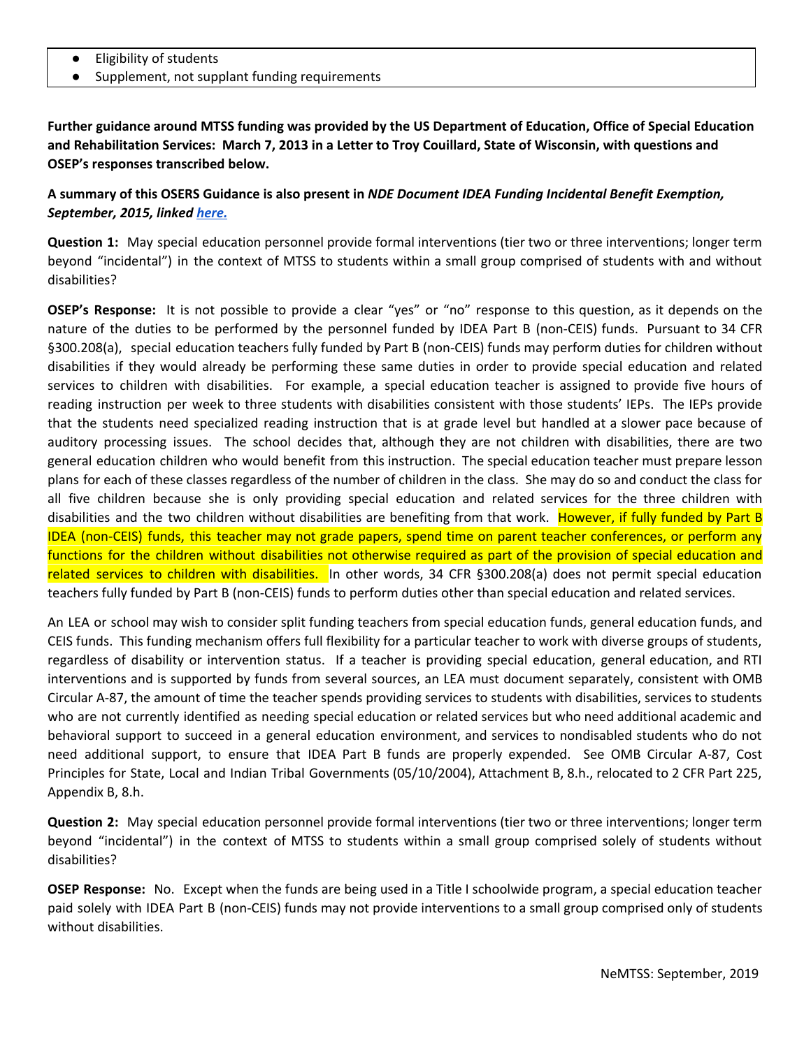- Eligibility of students
- Supplement, not supplant funding requirements

**Further guidance around MTSS funding was provided by the US Department of Education, Office of Special Education and Rehabilitation Services: March 7, 2013 in a Letter to Troy Couillard, State of Wisconsin, with questions and OSEP's responses transcribed below.**

**A summary of this OSERS Guidance is also present in *NDE Document IDEA Funding Incidental Benefit Exemption, September, 2015, linked here.***

**Question 1:** May special education personnel provide formal interventions (tier two or three interventions; longer term beyond "incidental") in the context of MTSS to students within a small group comprised of students with and without disabilities?

**OSEP's Response:** It is not possible to provide a clear "yes" or "no" response to this question, as it depends on the nature of the duties to be performed by the personnel funded by IDEA Part B (non-CEIS) funds. Pursuant to 34 CFR §300.208(a), special education teachers fully funded by Part B (non-CEIS) funds may perform duties for children without disabilities if they would already be performing these same duties in order to provide special education and related services to children with disabilities. For example, a special education teacher is assigned to provide five hours of reading instruction per week to three students with disabilities consistent with those students' IEPs. The IEPs provide that the students need specialized reading instruction that is at grade level but handled at a slower pace because of auditory processing issues. The school decides that, although they are not children with disabilities, there are two general education children who would benefit from this instruction. The special education teacher must prepare lesson plans for each of these classes regardless of the number of children in the class. She may do so and conduct the class for all five children because she is only providing special education and related services for the three children with disabilities and the two children without disabilities are benefiting from that work. However, if fully funded by Part B IDEA (non-CEIS) funds, this teacher may not grade papers, spend time on parent teacher conferences, or perform any functions for the children without disabilities not otherwise required as part of the provision of special education and related services to children with disabilities. In other words, 34 CFR §300.208(a) does not permit special education teachers fully funded by Part B (non-CEIS) funds to perform duties other than special education and related services.

An LEA or school may wish to consider split funding teachers from special education funds, general education funds, and CEIS funds. This funding mechanism offers full flexibility for a particular teacher to work with diverse groups of students, regardless of disability or intervention status. If a teacher is providing special education, general education, and RTI interventions and is supported by funds from several sources, an LEA must document separately, consistent with OMB Circular A-87, the amount of time the teacher spends providing services to students with disabilities, services to students who are not currently identified as needing special education or related services but who need additional academic and behavioral support to succeed in a general education environment, and services to nondisabled students who do not need additional support, to ensure that IDEA Part B funds are properly expended. See OMB Circular A-87, Cost Principles for State, Local and Indian Tribal Governments (05/10/2004), Attachment B, 8.h., relocated to 2 CFR Part 225, Appendix B, 8.h.

**Question 2:** May special education personnel provide formal interventions (tier two or three interventions; longer term beyond "incidental") in the context of MTSS to students within a small group comprised solely of students without disabilities?

**OSEP Response:** No. Except when the funds are being used in a Title I schoolwide program, a special education teacher paid solely with IDEA Part B (non-CEIS) funds may not provide interventions to a small group comprised only of students without disabilities.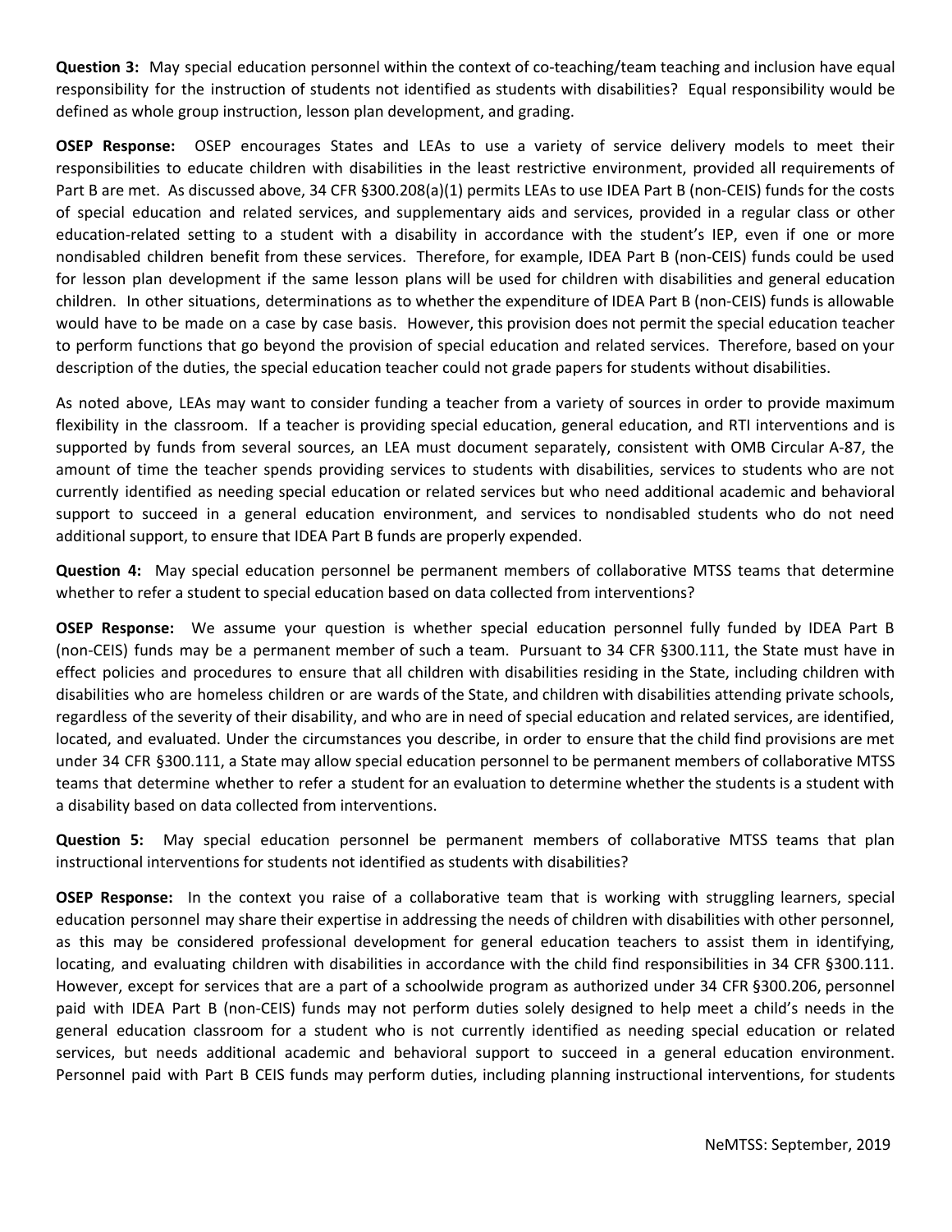**Question 3:** May special education personnel within the context of co-teaching/team teaching and inclusion have equal responsibility for the instruction of students not identified as students with disabilities? Equal responsibility would be defined as whole group instruction, lesson plan development, and grading.

**OSEP Response:** OSEP encourages States and LEAs to use a variety of service delivery models to meet their responsibilities to educate children with disabilities in the least restrictive environment, provided all requirements of Part B are met. As discussed above, 34 CFR §300.208(a)(1) permits LEAs to use IDEA Part B (non-CEIS) funds for the costs of special education and related services, and supplementary aids and services, provided in a regular class or other education-related setting to a student with a disability in accordance with the student's IEP, even if one or more nondisabled children benefit from these services. Therefore, for example, IDEA Part B (non-CEIS) funds could be used for lesson plan development if the same lesson plans will be used for children with disabilities and general education children. In other situations, determinations as to whether the expenditure of IDEA Part B (non-CEIS) funds is allowable would have to be made on a case by case basis. However, this provision does not permit the special education teacher to perform functions that go beyond the provision of special education and related services. Therefore, based on your description of the duties, the special education teacher could not grade papers for students without disabilities.

As noted above, LEAs may want to consider funding a teacher from a variety of sources in order to provide maximum flexibility in the classroom. If a teacher is providing special education, general education, and RTI interventions and is supported by funds from several sources, an LEA must document separately, consistent with OMB Circular A-87, the amount of time the teacher spends providing services to students with disabilities, services to students who are not currently identified as needing special education or related services but who need additional academic and behavioral support to succeed in a general education environment, and services to nondisabled students who do not need additional support, to ensure that IDEA Part B funds are properly expended.

**Question 4:** May special education personnel be permanent members of collaborative MTSS teams that determine whether to refer a student to special education based on data collected from interventions?

**OSEP Response:** We assume your question is whether special education personnel fully funded by IDEA Part B (non-CEIS) funds may be a permanent member of such a team. Pursuant to 34 CFR §300.111, the State must have in effect policies and procedures to ensure that all children with disabilities residing in the State, including children with disabilities who are homeless children or are wards of the State, and children with disabilities attending private schools, regardless of the severity of their disability, and who are in need of special education and related services, are identified, located, and evaluated. Under the circumstances you describe, in order to ensure that the child find provisions are met under 34 CFR §300.111, a State may allow special education personnel to be permanent members of collaborative MTSS teams that determine whether to refer a student for an evaluation to determine whether the students is a student with a disability based on data collected from interventions.

**Question 5:** May special education personnel be permanent members of collaborative MTSS teams that plan instructional interventions for students not identified as students with disabilities?

**OSEP Response:** In the context you raise of a collaborative team that is working with struggling learners, special education personnel may share their expertise in addressing the needs of children with disabilities with other personnel, as this may be considered professional development for general education teachers to assist them in identifying, locating, and evaluating children with disabilities in accordance with the child find responsibilities in 34 CFR §300.111. However, except for services that are a part of a schoolwide program as authorized under 34 CFR §300.206, personnel paid with IDEA Part B (non-CEIS) funds may not perform duties solely designed to help meet a child's needs in the general education classroom for a student who is not currently identified as needing special education or related services, but needs additional academic and behavioral support to succeed in a general education environment. Personnel paid with Part B CEIS funds may perform duties, including planning instructional interventions, for students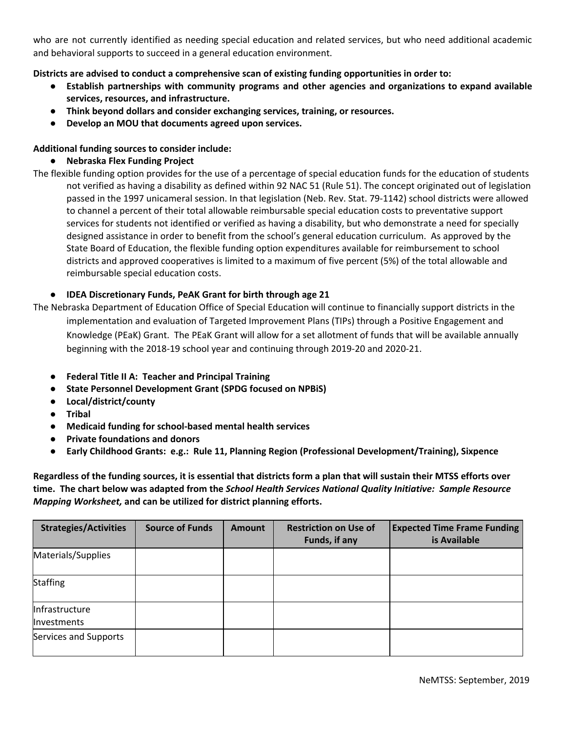who are not currently identified as needing special education and related services, but who need additional academic and behavioral supports to succeed in a general education environment.

**Districts are advised to conduct a comprehensive scan of existing funding opportunities in order to:**

- **Establish partnerships with community programs and other agencies and organizations to expand available services, resources, and infrastructure.**
- **Think beyond dollars and consider exchanging services, training, or resources.**
- **Develop an MOU that documents agreed upon services.**

**Additional funding sources to consider include:**

- **Nebraska Flex Funding Project**

The flexible funding option provides for the use of a percentage of special education funds for the education of students not verified as having a disability as defined within 92 NAC 51 (Rule 51). The concept originated out of legislation passed in the 1997 unicameral session. In that legislation (Neb. Rev. Stat. 79-1142) school districts were allowed to channel a percent of their total allowable reimbursable special education costs to preventative support services for students not identified or verified as having a disability, but who demonstrate a need for specially designed assistance in order to benefit from the school's general education curriculum. As approved by the State Board of Education, the flexible funding option expenditures available for reimbursement to school districts and approved cooperatives is limited to a maximum of five percent (5%) of the total allowable and reimbursable special education costs.

- **IDEA Discretionary Funds, PeAK Grant for birth through age 21**

The Nebraska Department of Education Office of Special Education will continue to financially support districts in the implementation and evaluation of Targeted Improvement Plans (TIPs) through a Positive Engagement and Knowledge (PEaK) Grant. The PEaK Grant will allow for a set allotment of funds that will be available annually beginning with the 2018-19 school year and continuing through 2019-20 and 2020-21.

- **Federal Title II A: Teacher and Principal Training**
- **State Personnel Development Grant (SPDG focused on NPBiS)**
- **Local/district/county**
- **Tribal**
- **Medicaid funding for school-based mental health services**
- **Private foundations and donors**
- **Early Childhood Grants: e.g.: Rule 11, Planning Region (Professional Development/Training), Sixpence**

**Regardless of the funding sources, it is essential that districts form a plan that will sustain their MTSS efforts over time. The chart below was adapted from the *School Health Services National Quality Initiative: Sample Resource Mapping Worksheet,* and can be utilized for district planning efforts.**

| Strategies/Activities | Source of Funds | Amount | Restriction on Use of Funds, if any | Expected Time Frame Funding is Available |
|---|---|---|---|---|
| Materials/Supplies | | | | |
| Staffing | | | | |
| Infrastructure Investments | | | | |
| Services and Supports | | | | |

NeMTSS: September, 2019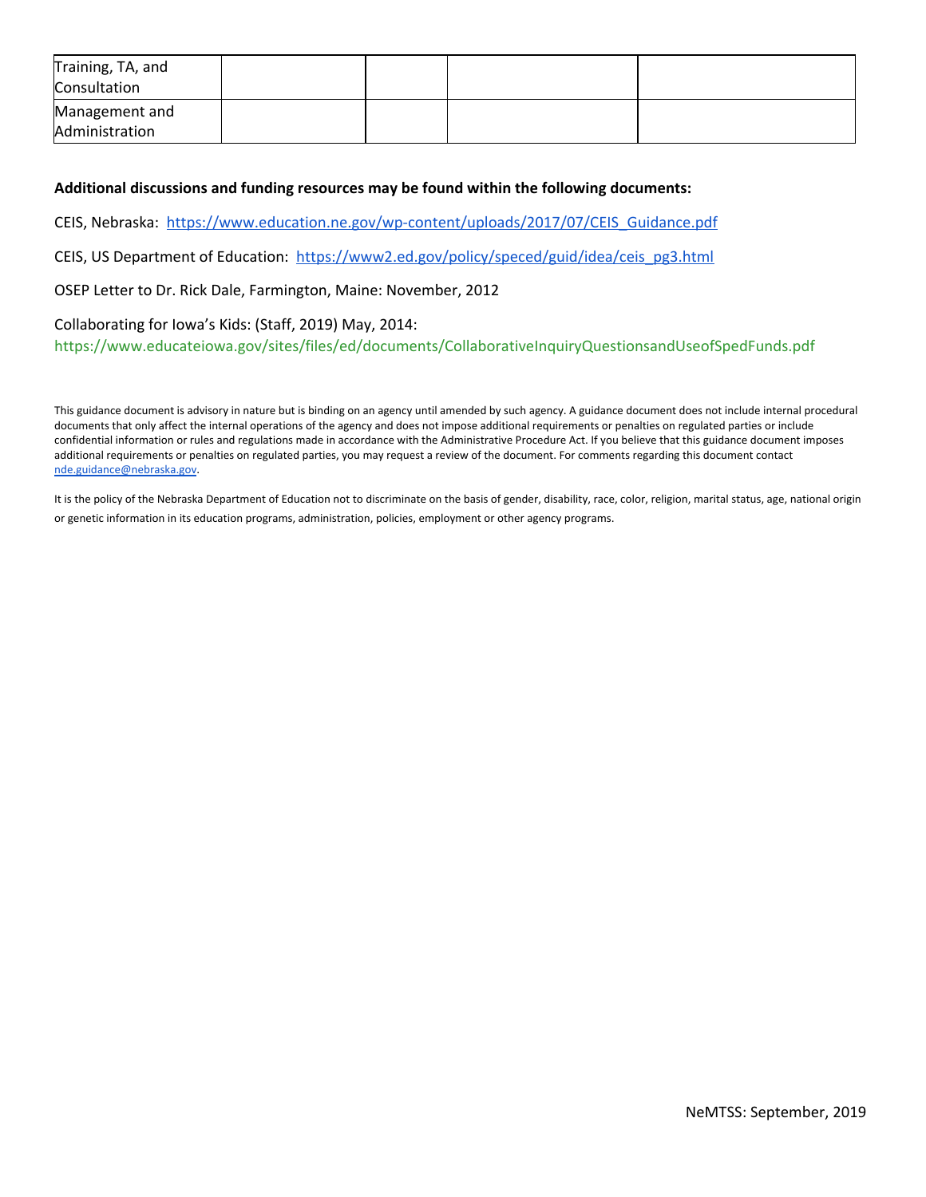| | | | | |
|---|---|---|---|---|
| Training, TA, and Consultation | | | | |
| Management and Administration | | | | |

**Additional discussions and funding resources may be found within the following documents:**

CEIS, Nebraska: https://www.education.ne.gov/wp-content/uploads/2017/07/CEIS_Guidance.pdf

CEIS, US Department of Education: https://www2.ed.gov/policy/speced/guid/idea/ceis_pg3.html

OSEP Letter to Dr. Rick Dale, Farmington, Maine: November, 2012

Collaborating for Iowa's Kids: (Staff, 2019) May, 2014: https://www.educateiowa.gov/sites/files/ed/documents/CollaborativeInquiryQuestionsandUseofSpedFunds.pdf

This guidance document is advisory in nature but is binding on an agency until amended by such agency. A guidance document does not include internal procedural documents that only affect the internal operations of the agency and does not impose additional requirements or penalties on regulated parties or include confidential information or rules and regulations made in accordance with the Administrative Procedure Act. If you believe that this guidance document imposes additional requirements or penalties on regulated parties, you may request a review of the document. For comments regarding this document contact nde.guidance@nebraska.gov.

It is the policy of the Nebraska Department of Education not to discriminate on the basis of gender, disability, race, color, religion, marital status, age, national origin or genetic information in its education programs, administration, policies, employment or other agency programs.